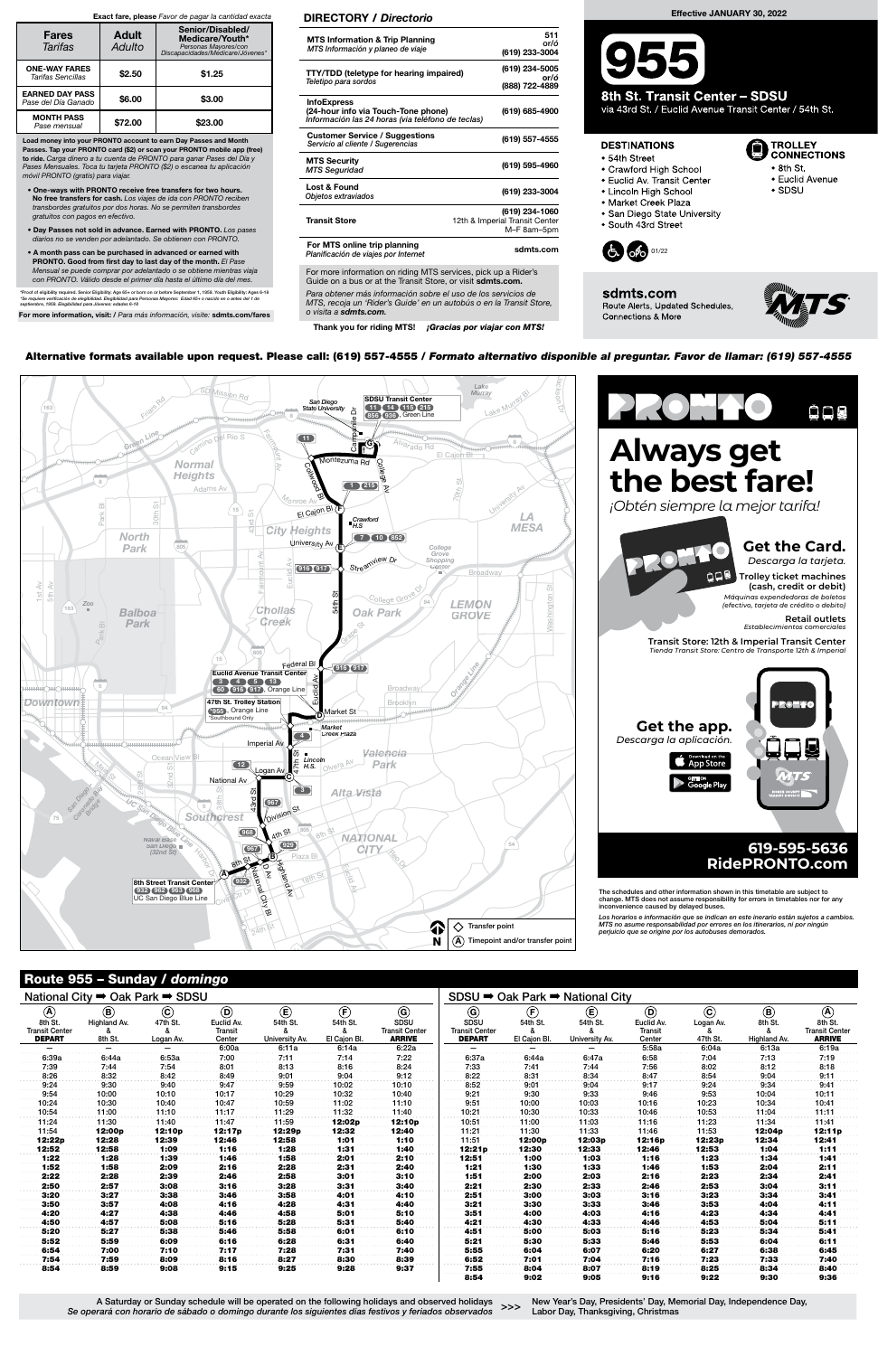**Exact fare, please** *Favor de pagar la cantidad exacta*

| Fares *Tarifas* | Adult *Adulto* | Senior/Disabled/ Medicare/Youth* *Personas Mayores/con Discapacidades/Medicare/Jóvenes** |
|---|---|---|
| ONE-WAY FARES *Tarifas Sencillas* | $2.50 | $1.25 |
| EARNED DAY PASS *Pase del Día Ganado* | $6.00 | $3.00 |
| MONTH PASS *Pase mensual* | $72.00 | $23.00 |

**Load money into your PRONTO account to earn Day Passes and Month Passes. Tap your PRONTO card ($2) or scan your PRONTO mobile app (free) to ride.** *Carga dinero a tu cuenta de PRONTO para ganar Pases del Día y Pases Mensuales. Toca tu tarjeta PRONTO ($2) o escanea tu aplicación móvil PRONTO (gratis) para viajar.*

- **One-ways with PRONTO receive free transfers for two hours. No free transfers for cash.** *Los viajes de ida con PRONTO reciben transbordes gratuitos por dos horas. No se permiten transbordes gratuitos con pagos en efectivo.*
- **Day Passes not sold in advance. Earned with PRONTO.** *Los pases diarios no se venden por adelantado. Se obtienen con PRONTO.*
- **A month pass can be purchased in advance or earned with PRONTO. Good from first day to last day of the month.** *El Pase Mensual se puede comprar por adelantado o se obtiene mientras viaja con PRONTO. Válido desde el primer día hasta el último día del mes.*

*Proof of eligibility required. Senior Eligibility: Age 65+ or born on or before September 1, 1959. Youth Eligibility: Ages 6-18
*Se requiere verificación de elegibilidad. Elegibilidad para Personas Mayores: Edad 65+ o nacido en o antes del 1 de septiembre, 1959. Elegibilidad para Jóvenes: edades 6-18

**For more information, visit:** / *Para más información, visite:* **sdmts.com/fares**

## DIRECTORY / *Directorio*

| | |
|---|---|
| MTS Information & Trip Planning *MTS Información y planeo de viaje* | 511 or/ó (619) 233-3004 |
| TTY/TDD (teletype for hearing impaired) *Teletipo para sordos* | (619) 234-5005 or/ó (888) 722-4889 |
| InfoExpress (24-hour info via Touch-Tone phone) *Información las 24 horas (via teléfono de teclas)* | (619) 685-4900 |
| Customer Service / Suggestions *Servicio al cliente / Sugerencias* | (619) 557-4555 |
| MTS Security *MTS Seguridad* | (619) 595-4960 |
| Lost & Found *Objetos extraviados* | (619) 233-3004 |
| Transit Store | (619) 234-1060 12th & Imperial Transit Center M–F 8am–5pm |
| For MTS online trip planning *Planificación de viajes por Internet* | sdmts.com |

For more information on riding MTS services, pick up a Rider's Guide on a bus or at the Transit Store, or visit **sdmts.com**.

*Para obtener más información sobre el uso de los servicios de MTS, recoja un 'Rider's Guide' en un autobús o en la Transit Store, o visita a* ***sdmts.com****.*

**Thank you for riding MTS!** ***¡Gracias por viajar con MTS!***

**Effective JANUARY 30, 2022**

# 955

## 8th St. Transit Center – SDSU

via 43rd St. / Euclid Avenue Transit Center / 54th St.

### DESTINATIONS
- 54th Street
- Crawford High School
- Euclid Av. Transit Center
- Lincoln High School
- Market Creek Plaza
- San Diego State University
- South 43rd Street

### TROLLEY CONNECTIONS
- 8th St.
- Euclid Avenue
- SDSU

01/22

**sdmts.com**
Route Alerts, Updated Schedules, Connections & More

**Alternative formats available upon request. Please call: (619) 557-4555 /** ***Formato alternativo disponible al preguntar. Favor de llamar: (619) 557-4555***

SDSU Transit Center 11 14 115 215 856 936 Green Line
Euclid Avenue Transit Center 3 4 5 13 60 916 917 Orange Line
47th St. Trolley Station *955 Orange Line *Southbound Only
8th Street Transit Center 932 962 963 968 UC San Diego Blue Line

◇ Transfer point
Ⓐ Timepoint and/or transfer point

# PRONTO

## Always get the best fare!
*¡Obtén siempre la mejor tarifa!*

**Get the Card.**
*Descarga la tarjeta.*

**Trolley ticket machines (cash, credit or debit)**
*Máquinas expendedoras de boletos (efectivo, tarjeta de crédito o debito)*

**Retail outlets**
*Establecimientos comerciales*

**Transit Store: 12th & Imperial Transit Center**
*Tienda Transit Store: Centro de Transporte 12th & Imperial*

**Get the app.**
*Descarga la aplicación.*

**619-595-5636**
**RidePRONTO.com**

The schedules and other information shown in this timetable are subject to change. MTS does not assume responsibility for errors in timetables nor for any inconvenience caused by delayed buses.

*Los horarios e información que se indican en este inerario están sujetos a cambios. MTS no asume responsabilidad por errores en los itinerarios, ni por ningún perjuicio que se origine por los autobuses demorados.*

## Route 955 – Sunday / *domingo*

### National City ➡ Oak Park ➡ SDSU

| Ⓐ 8th St. Transit Center DEPART | Ⓑ Highland Av. & 8th St. | Ⓒ 47th St. & Logan Av. | Ⓓ Euclid Av. Transit Center | Ⓔ 54th St. & University Av. | Ⓕ 54th St. & El Cajon Bl. | Ⓖ SDSU Transit Center ARRIVE |
|---|---|---|---|---|---|---|
| — | — | — | 6:00a | 6:11a | 6:14a | 6:22a |
| 6:39a | 6:44a | 6:53a | 7:00 | 7:11 | 7:14 | 7:22 |
| 7:39 | 7:44 | 7:54 | 8:01 | 8:13 | 8:16 | 8:24 |
| 8:26 | 8:32 | 8:42 | 8:49 | 9:01 | 9:04 | 9:12 |
| 9:24 | 9:30 | 9:40 | 9:47 | 9:59 | 10:02 | 10:10 |
| 9:54 | 10:00 | 10:10 | 10:17 | 10:29 | 10:32 | 10:40 |
| 10:24 | 10:30 | 10:40 | 10:47 | 10:59 | 11:02 | 11:10 |
| 10:54 | 11:00 | 11:10 | 11:17 | 11:29 | 11:32 | 11:40 |
| 11:24 | 11:30 | 11:40 | 11:47 | 11:59 | 12:02p | 12:10p |
| 11:54 | 12:00p | 12:10p | 12:17p | 12:29p | 12:32 | 12:40 |
| 12:22p | 12:28 | 12:39 | 12:46 | 12:58 | 1:01 | 1:10 |
| 12:52 | 12:58 | 1:09 | 1:16 | 1:28 | 1:31 | 1:40 |
| 1:22 | 1:28 | 1:39 | 1:46 | 1:58 | 2:01 | 2:10 |
| 1:52 | 1:58 | 2:09 | 2:16 | 2:28 | 2:31 | 2:40 |
| 2:22 | 2:28 | 2:39 | 2:46 | 2:58 | 3:01 | 3:10 |
| 2:50 | 2:57 | 3:08 | 3:16 | 3:28 | 3:31 | 3:40 |
| 3:20 | 3:27 | 3:38 | 3:46 | 3:58 | 4:01 | 4:10 |
| 3:50 | 3:57 | 4:08 | 4:16 | 4:28 | 4:31 | 4:40 |
| 4:20 | 4:27 | 4:38 | 4:46 | 4:58 | 5:01 | 5:10 |
| 4:50 | 4:57 | 5:08 | 5:16 | 5:28 | 5:31 | 5:40 |
| 5:20 | 5:27 | 5:38 | 5:46 | 5:58 | 6:01 | 6:10 |
| 5:52 | 5:59 | 6:09 | 6:16 | 6:28 | 6:31 | 6:40 |
| 6:54 | 7:00 | 7:10 | 7:17 | 7:28 | 7:31 | 7:40 |
| 7:54 | 7:59 | 8:09 | 8:16 | 8:27 | 8:30 | 8:39 |
| 8:54 | 8:59 | 9:08 | 9:15 | 9:25 | 9:28 | 9:37 |

### SDSU ➡ Oak Park ➡ National City

| Ⓖ SDSU Transit Center DEPART | Ⓕ 54th St. & El Cajon Bl. | Ⓔ 54th St. & University Av. | Ⓓ Euclid Av. Transit Center | Ⓒ Logan Av. & 47th St. | Ⓑ 8th St. & Highland Av. | Ⓐ 8th St. Transit Center ARRIVE |
|---|---|---|---|---|---|---|
| — | — | — | 5:58a | 6:04a | 6:13a | 6:19a |
| 6:37a | 6:44a | 6:47a | 6:58 | 7:04 | 7:13 | 7:19 |
| 7:33 | 7:41 | 7:44 | 7:56 | 8:02 | 8:12 | 8:18 |
| 8:22 | 8:31 | 8:34 | 8:47 | 8:54 | 9:04 | 9:11 |
| 8:52 | 9:01 | 9:04 | 9:17 | 9:24 | 9:34 | 9:41 |
| 9:21 | 9:30 | 9:33 | 9:46 | 9:53 | 10:04 | 10:11 |
| 9:51 | 10:00 | 10:03 | 10:16 | 10:23 | 10:34 | 10:41 |
| 10:21 | 10:30 | 10:33 | 10:46 | 10:53 | 11:04 | 11:11 |
| 10:51 | 11:00 | 11:03 | 11:16 | 11:23 | 11:34 | 11:41 |
| 11:21 | 11:30 | 11:33 | 11:46 | 11:53 | 12:04p | 12:11p |
| 11:51 | 12:00p | 12:03p | 12:16p | 12:23p | 12:34 | 12:41 |
| 12:21p | 12:30 | 12:33 | 12:46 | 12:53 | 1:04 | 1:11 |
| 12:51 | 1:00 | 1:03 | 1:16 | 1:23 | 1:34 | 1:41 |
| 1:21 | 1:30 | 1:33 | 1:46 | 1:53 | 2:04 | 2:11 |
| 1:51 | 2:00 | 2:03 | 2:16 | 2:23 | 2:34 | 2:41 |
| 2:21 | 2:30 | 2:33 | 2:46 | 2:53 | 3:04 | 3:11 |
| 2:51 | 3:00 | 3:03 | 3:16 | 3:23 | 3:34 | 3:41 |
| 3:21 | 3:30 | 3:33 | 3:46 | 3:53 | 4:04 | 4:11 |
| 3:51 | 4:00 | 4:03 | 4:16 | 4:23 | 4:34 | 4:41 |
| 4:21 | 4:30 | 4:33 | 4:46 | 4:53 | 5:04 | 5:11 |
| 4:51 | 5:00 | 5:03 | 5:16 | 5:23 | 5:34 | 5:41 |
| 5:21 | 5:30 | 5:33 | 5:46 | 5:53 | 6:04 | 6:11 |
| 5:55 | 6:04 | 6:07 | 6:20 | 6:27 | 6:38 | 6:45 |
| 6:52 | 7:01 | 7:04 | 7:16 | 7:23 | 7:33 | 7:40 |
| 7:55 | 8:04 | 8:07 | 8:19 | 8:25 | 8:34 | 8:40 |
| 8:54 | 9:02 | 9:05 | 9:16 | 9:22 | 9:30 | 9:36 |

A Saturday or Sunday schedule will be operated on the following holidays and observed holidays >>> New Year's Day, Presidents' Day, Memorial Day, Independence Day, Labor Day, Thanksgiving, Christmas

*Se operará con horario de sábado o domingo durante los siguientes días festivos y feriados observados*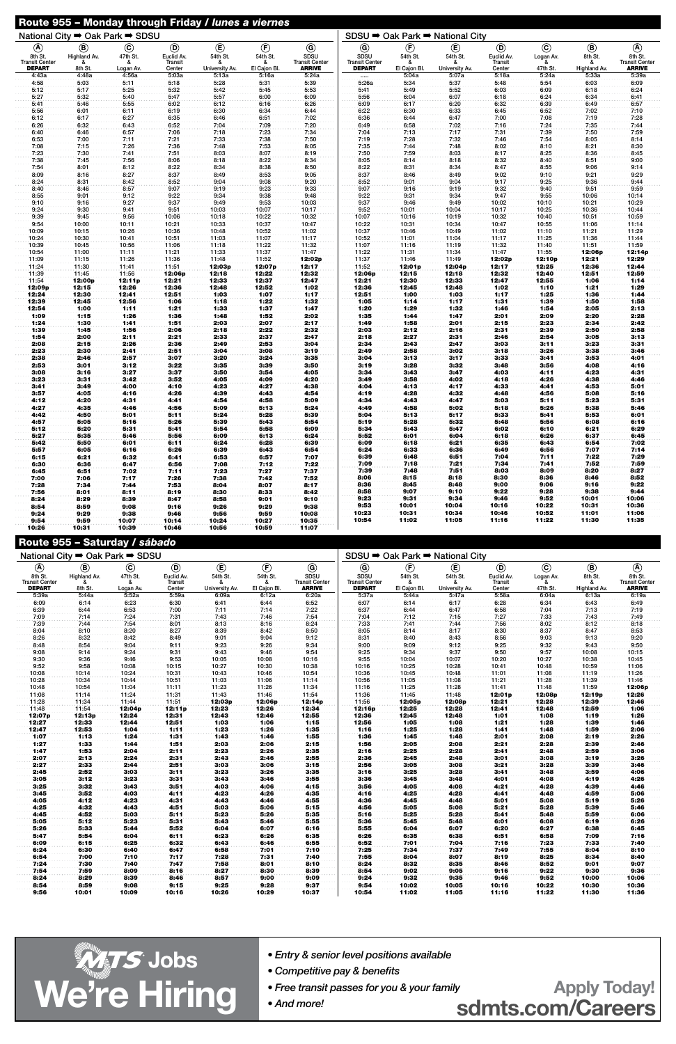## Route 955 – Monday through Friday / *lunes a viernes*

### National City ➡ Oak Park ➡ SDSU

| Ⓐ 8th St. Transit Center **DEPART** | Ⓑ Highland Av. & 8th St. | Ⓒ 47th St. & Logan Av. | Ⓓ Euclid Av. Transit Center | Ⓔ 54th St. & University Av. | Ⓕ 54th St. & El Cajon Bl. | Ⓖ SDSU Transit Center **ARRIVE** |
|---|---|---|---|---|---|---|
| 4:43a | 4:48a | 4:56a | 5:03a | 5:13a | 5:16a | 5:24a |
| 4:58 | 5:03 | 5:11 | 5:18 | 5:28 | 5:31 | 5:39 |
| 5:12 | 5:17 | 5:25 | 5:32 | 5:42 | 5:45 | 5:53 |
| 5:27 | 5:32 | 5:40 | 5:47 | 5:57 | 6:00 | 6:09 |
| 5:41 | 5:46 | 5:55 | 6:02 | 6:12 | 6:16 | 6:26 |
| 5:56 | 6:01 | 6:11 | 6:19 | 6:30 | 6:34 | 6:44 |
| 6:12 | 6:17 | 6:27 | 6:35 | 6:46 | 6:51 | 7:02 |
| 6:26 | 6:32 | 6:43 | 6:52 | 7:04 | 7:09 | 7:20 |
| 6:40 | 6:46 | 6:57 | 7:06 | 7:18 | 7:23 | 7:34 |
| 6:53 | 7:00 | 7:11 | 7:21 | 7:33 | 7:38 | 7:50 |
| 7:08 | 7:15 | 7:26 | 7:36 | 7:48 | 7:53 | 8:05 |
| 7:23 | 7:30 | 7:41 | 7:51 | 8:03 | 8:07 | 8:19 |
| 7:38 | 7:45 | 7:56 | 8:06 | 8:18 | 8:22 | 8:34 |
| 7:54 | 8:01 | 8:12 | 8:22 | 8:34 | 8:38 | 8:50 |
| 8:09 | 8:16 | 8:27 | 8:37 | 8:49 | 8:53 | 9:05 |
| 8:24 | 8:31 | 8:42 | 8:52 | 9:04 | 9:08 | 9:20 |
| 8:40 | 8:46 | 8:57 | 9:07 | 9:19 | 9:23 | 9:33 |
| 8:55 | 9:01 | 9:12 | 9:22 | 9:34 | 9:38 | 9:48 |
| 9:10 | 9:16 | 9:27 | 9:37 | 9:49 | 9:53 | 10:03 |
| 9:24 | 9:30 | 9:41 | 9:51 | 10:03 | 10:07 | 10:17 |
| 9:39 | 9:45 | 9:56 | 10:06 | 10:18 | 10:22 | 10:32 |
| 9:54 | 10:00 | 10:11 | 10:21 | 10:33 | 10:37 | 10:47 |
| 10:09 | 10:15 | 10:26 | 10:36 | 10:48 | 10:52 | 11:02 |
| 10:24 | 10:30 | 10:41 | 10:51 | 11:03 | 11:07 | 11:17 |
| 10:39 | 10:45 | 10:56 | 11:06 | 11:18 | 11:22 | 11:32 |
| 10:54 | 11:00 | 11:11 | 11:21 | 11:33 | 11:37 | 11:47 |
| 11:09 | 11:15 | 11:26 | 11:36 | 11:48 | 11:52 | **12:02p** |
| 11:24 | 11:30 | 11:41 | 11:51 | **12:03p** | **12:07p** | **12:17** |
| 11:39 | 11:45 | 11:56 | **12:06p** | **12:18** | **12:22** | **12:32** |
| 11:54 | **12:00p** | **12:11p** | **12:21** | **12:33** | **12:37** | **12:47** |
| **12:09p** | **12:15** | **12:26** | **12:36** | **12:48** | **12:52** | **1:02** |
| **12:24** | **12:30** | **12:41** | **12:51** | **1:03** | **1:07** | **1:17** |
| **12:39** | **12:45** | **12:56** | **1:06** | **1:18** | **1:22** | **1:32** |
| **12:54** | **1:00** | **1:11** | **1:21** | **1:33** | **1:37** | **1:47** |
| **1:09** | **1:15** | **1:26** | **1:36** | **1:48** | **1:52** | **2:02** |
| **1:24** | **1:30** | **1:41** | **1:51** | **2:03** | **2:07** | **2:17** |
| **1:39** | **1:45** | **1:56** | **2:06** | **2:18** | **2:22** | **2:32** |
| **1:54** | **2:00** | **2:11** | **2:21** | **2:33** | **2:37** | **2:47** |
| **2:08** | **2:15** | **2:26** | **2:36** | **2:49** | **2:53** | **3:04** |
| **2:23** | **2:30** | **2:41** | **2:51** | **3:04** | **3:08** | **3:19** |
| **2:38** | **2:46** | **2:57** | **3:07** | **3:20** | **3:24** | **3:35** |
| **2:53** | **3:01** | **3:12** | **3:22** | **3:35** | **3:39** | **3:50** |
| **3:08** | **3:16** | **3:27** | **3:37** | **3:50** | **3:54** | **4:05** |
| **3:23** | **3:31** | **3:42** | **3:52** | **4:05** | **4:09** | **4:20** |
| **3:41** | **3:49** | **4:00** | **4:10** | **4:23** | **4:27** | **4:38** |
| **3:57** | **4:05** | **4:16** | **4:26** | **4:39** | **4:43** | **4:54** |
| **4:12** | **4:20** | **4:31** | **4:41** | **4:54** | **4:58** | **5:09** |
| **4:27** | **4:35** | **4:46** | **4:56** | **5:09** | **5:13** | **5:24** |
| **4:42** | **4:50** | **5:01** | **5:11** | **5:24** | **5:28** | **5:39** |
| **4:57** | **5:05** | **5:16** | **5:26** | **5:39** | **5:43** | **5:54** |
| **5:12** | **5:20** | **5:31** | **5:41** | **5:54** | **5:58** | **6:09** |
| **5:27** | **5:35** | **5:46** | **5:56** | **6:09** | **6:13** | **6:24** |
| **5:42** | **5:50** | **6:01** | **6:11** | **6:24** | **6:28** | **6:39** |
| **5:57** | **6:05** | **6:16** | **6:26** | **6:39** | **6:43** | **6:54** |
| **6:15** | **6:21** | **6:32** | **6:41** | **6:53** | **6:57** | **7:07** |
| **6:30** | **6:36** | **6:47** | **6:56** | **7:08** | **7:12** | **7:22** |
| **6:45** | **6:51** | **7:02** | **7:11** | **7:23** | **7:27** | **7:37** |
| **7:00** | **7:06** | **7:17** | **7:26** | **7:38** | **7:42** | **7:52** |
| **7:28** | **7:34** | **7:44** | **7:53** | **8:04** | **8:07** | **8:17** |
| **7:56** | **8:01** | **8:11** | **8:19** | **8:30** | **8:33** | **8:42** |
| **8:24** | **8:29** | **8:39** | **8:47** | **8:58** | **9:01** | **9:10** |
| **8:54** | **8:59** | **9:08** | **9:16** | **9:26** | **9:29** | **9:38** |
| **9:24** | **9:29** | **9:38** | **9:46** | **9:56** | **9:59** | **10:08** |
| **9:54** | **9:59** | **10:07** | **10:14** | **10:24** | **10:27** | **10:35** |
| **10:26** | **10:31** | **10:39** | **10:46** | **10:56** | **10:59** | **11:07** |

### SDSU ➡ Oak Park ➡ National City

| Ⓖ SDSU Transit Center **DEPART** | Ⓕ 54th St. & El Cajon Bl. | Ⓔ 54th St. & University Av. | Ⓓ Euclid Av. Transit Center | Ⓒ Logan Av. & 47th St. | Ⓑ 8th St. & Highland Av. | Ⓐ 8th St. Transit Center **ARRIVE** |
|---|---|---|---|---|---|---|
| ..... | 5:04a | 5:07a | 5:18a | 5:24a | 5:33a | 5:39a |
| 5:26a | 5:34 | 5:37 | 5:48 | 5:54 | 6:03 | 6:09 |
| 5:41 | 5:49 | 5:52 | 6:03 | 6:09 | 6:18 | 6:24 |
| 5:56 | 6:04 | 6:07 | 6:18 | 6:24 | 6:34 | 6:41 |
| 6:09 | 6:17 | 6:20 | 6:32 | 6:39 | 6:49 | 6:57 |
| 6:22 | 6:30 | 6:33 | 6:45 | 6:52 | 7:02 | 7:10 |
| 6:36 | 6:44 | 6:47 | 7:00 | 7:08 | 7:19 | 7:28 |
| 6:49 | 6:58 | 7:02 | 7:16 | 7:24 | 7:35 | 7:44 |
| 7:04 | 7:13 | 7:17 | 7:31 | 7:39 | 7:50 | 7:59 |
| 7:19 | 7:28 | 7:32 | 7:46 | 7:54 | 8:05 | 8:14 |
| 7:35 | 7:44 | 7:48 | 8:02 | 8:10 | 8:21 | 8:30 |
| 7:50 | 7:59 | 8:03 | 8:17 | 8:25 | 8:36 | 8:45 |
| 8:05 | 8:14 | 8:18 | 8:32 | 8:40 | 8:51 | 9:00 |
| 8:22 | 8:31 | 8:34 | 8:47 | 8:55 | 9:06 | 9:14 |
| 8:37 | 8:46 | 8:49 | 9:02 | 9:10 | 9:21 | 9:29 |
| 8:52 | 9:01 | 9:04 | 9:17 | 9:25 | 9:36 | 9:44 |
| 9:07 | 9:16 | 9:19 | 9:32 | 9:40 | 9:51 | 9:59 |
| 9:22 | 9:31 | 9:34 | 9:47 | 9:55 | 10:06 | 10:14 |
| 9:37 | 9:46 | 9:49 | 10:02 | 10:10 | 10:21 | 10:29 |
| 9:52 | 10:01 | 10:04 | 10:17 | 10:25 | 10:36 | 10:44 |
| 10:07 | 10:16 | 10:19 | 10:32 | 10:40 | 10:51 | 10:59 |
| 10:22 | 10:31 | 10:34 | 10:47 | 10:55 | 11:06 | 11:14 |
| 10:37 | 10:46 | 10:49 | 11:02 | 11:10 | 11:21 | 11:29 |
| 10:52 | 11:01 | 11:04 | 11:17 | 11:25 | 11:36 | 11:44 |
| 11:07 | 11:16 | 11:19 | 11:32 | 11:40 | 11:51 | 11:59 |
| 11:22 | 11:31 | 11:34 | 11:47 | 11:55 | **12:06p** | **12:14p** |
| 11:37 | 11:46 | 11:49 | **12:02p** | **12:10p** | **12:21** | **12:29** |
| 11:52 | **12:01p** | **12:04p** | **12:17** | **12:25** | **12:36** | **12:44** |
| **12:06p** | **12:15** | **12:18** | **12:32** | **12:40** | **12:51** | **12:59** |
| **12:21** | **12:30** | **12:33** | **12:47** | **12:55** | **1:06** | **1:14** |
| **12:36** | **12:45** | **12:48** | **1:02** | **1:10** | **1:21** | **1:29** |
| **12:51** | **1:00** | **1:03** | **1:17** | **1:25** | **1:36** | **1:44** |
| **1:05** | **1:14** | **1:17** | **1:31** | **1:39** | **1:50** | **1:58** |
| **1:20** | **1:29** | **1:32** | **1:46** | **1:54** | **2:05** | **2:13** |
| **1:35** | **1:44** | **1:47** | **2:01** | **2:09** | **2:20** | **2:28** |
| **1:49** | **1:58** | **2:01** | **2:15** | **2:23** | **2:34** | **2:42** |
| **2:03** | **2:12** | **2:16** | **2:31** | **2:39** | **2:50** | **2:58** |
| **2:18** | **2:27** | **2:31** | **2:46** | **2:54** | **3:05** | **3:13** |
| **2:34** | **2:43** | **2:47** | **3:03** | **3:11** | **3:23** | **3:31** |
| **2:49** | **2:58** | **3:02** | **3:18** | **3:26** | **3:38** | **3:46** |
| **3:04** | **3:13** | **3:17** | **3:33** | **3:41** | **3:53** | **4:01** |
| **3:19** | **3:28** | **3:32** | **3:48** | **3:56** | **4:08** | **4:16** |
| **3:34** | **3:43** | **3:47** | **4:03** | **4:11** | **4:23** | **4:31** |
| **3:49** | **3:58** | **4:02** | **4:18** | **4:26** | **4:38** | **4:46** |
| **4:04** | **4:13** | **4:17** | **4:33** | **4:41** | **4:53** | **5:01** |
| **4:19** | **4:28** | **4:32** | **4:48** | **4:56** | **5:08** | **5:16** |
| **4:34** | **4:43** | **4:47** | **5:03** | **5:11** | **5:23** | **5:31** |
| **4:49** | **4:58** | **5:02** | **5:18** | **5:26** | **5:38** | **5:46** |
| **5:04** | **5:13** | **5:17** | **5:33** | **5:41** | **5:53** | **6:01** |
| **5:19** | **5:28** | **5:32** | **5:48** | **5:56** | **6:08** | **6:16** |
| **5:34** | **5:43** | **5:47** | **6:02** | **6:10** | **6:21** | **6:29** |
| **5:52** | **6:01** | **6:04** | **6:18** | **6:26** | **6:37** | **6:45** |
| **6:09** | **6:18** | **6:21** | **6:35** | **6:43** | **6:54** | **7:02** |
| **6:24** | **6:33** | **6:36** | **6:49** | **6:56** | **7:07** | **7:14** |
| **6:39** | **6:48** | **6:51** | **7:04** | **7:11** | **7:22** | **7:29** |
| **7:09** | **7:18** | **7:21** | **7:34** | **7:41** | **7:52** | **7:59** |
| **7:39** | **7:48** | **7:51** | **8:03** | **8:09** | **8:20** | **8:27** |
| **8:06** | **8:15** | **8:18** | **8:30** | **8:36** | **8:46** | **8:52** |
| **8:36** | **8:45** | **8:48** | **9:00** | **9:06** | **9:16** | **9:22** |
| **8:58** | **9:07** | **9:10** | **9:22** | **9:28** | **9:38** | **9:44** |
| **9:23** | **9:31** | **9:34** | **9:46** | **9:52** | **10:01** | **10:06** |
| **9:53** | **10:01** | **10:04** | **10:16** | **10:22** | **10:31** | **10:36** |
| **10:23** | **10:31** | **10:34** | **10:46** | **10:52** | **11:01** | **11:06** |
| **10:54** | **11:02** | **11:05** | **11:16** | **11:22** | **11:30** | **11:35** |

## Route 955 – Saturday / *sábado*

### National City ➡ Oak Park ➡ SDSU

| Ⓐ 8th St. Transit Center **DEPART** | Ⓑ Highland Av. & 8th St. | Ⓒ 47th St. & Logan Av. | Ⓓ Euclid Av. Transit Center | Ⓔ 54th St. & University Av. | Ⓕ 54th St. & El Cajon Bl. | Ⓖ SDSU Transit Center **ARRIVE** |
|---|---|---|---|---|---|---|
| 5:39a | 5:44a | 5:52a | 5:59a | 6:09a | 6:12a | 6:20a |
| 6:09 | 6:14 | 6:23 | 6:30 | 6:41 | 6:44 | 6:52 |
| 6:39 | 6:44 | 6:53 | 7:00 | 7:11 | 7:14 | 7:22 |
| 7:09 | 7:14 | 7:24 | 7:31 | 7:43 | 7:46 | 7:54 |
| 7:39 | 7:44 | 7:54 | 8:01 | 8:13 | 8:16 | 8:24 |
| 8:04 | 8:10 | 8:20 | 8:27 | 8:39 | 8:42 | 8:50 |
| 8:26 | 8:32 | 8:42 | 8:49 | 9:01 | 9:04 | 9:12 |
| 8:48 | 8:54 | 9:04 | 9:11 | 9:23 | 9:26 | 9:34 |
| 9:08 | 9:14 | 9:24 | 9:31 | 9:43 | 9:46 | 9:54 |
| 9:30 | 9:36 | 9:46 | 9:53 | 10:05 | 10:08 | 10:16 |
| 9:52 | 9:58 | 10:08 | 10:15 | 10:27 | 10:30 | 10:38 |
| 10:08 | 10:14 | 10:24 | 10:31 | 10:43 | 10:46 | 10:54 |
| 10:28 | 10:34 | 10:44 | 10:51 | 11:03 | 11:06 | 11:14 |
| 10:48 | 10:54 | 11:04 | 11:11 | 11:23 | 11:26 | 11:34 |
| 11:08 | 11:14 | 11:24 | 11:31 | 11:43 | 11:46 | 11:54 |
| 11:28 | 11:34 | 11:44 | 11:51 | **12:03p** | **12:06p** | **12:14p** |
| 11:48 | 11:54 | **12:04p** | **12:11p** | **12:23** | **12:26** | **12:34** |
| **12:07p** | **12:13p** | **12:24** | **12:31** | **12:43** | **12:46** | **12:55** |
| **12:27** | **12:33** | **12:44** | **12:51** | **1:03** | **1:06** | **1:15** |
| **12:47** | **12:53** | **1:04** | **1:11** | **1:23** | **1:26** | **1:35** |
| **1:07** | **1:13** | **1:24** | **1:31** | **1:43** | **1:46** | **1:55** |
| **1:27** | **1:33** | **1:44** | **1:51** | **2:03** | **2:06** | **2:15** |
| **1:47** | **1:53** | **2:04** | **2:11** | **2:23** | **2:26** | **2:35** |
| **2:07** | **2:13** | **2:24** | **2:31** | **2:43** | **2:46** | **2:55** |
| **2:27** | **2:33** | **2:44** | **2:51** | **3:03** | **3:06** | **3:15** |
| **2:45** | **2:52** | **3:03** | **3:11** | **3:23** | **3:26** | **3:35** |
| **3:05** | **3:12** | **3:23** | **3:31** | **3:43** | **3:46** | **3:55** |
| **3:25** | **3:32** | **3:43** | **3:51** | **4:03** | **4:06** | **4:15** |
| **3:45** | **3:52** | **4:03** | **4:11** | **4:23** | **4:26** | **4:35** |
| **4:05** | **4:12** | **4:23** | **4:31** | **4:43** | **4:46** | **4:55** |
| **4:25** | **4:32** | **4:43** | **4:51** | **5:03** | **5:06** | **5:15** |
| **4:45** | **4:52** | **5:03** | **5:11** | **5:23** | **5:26** | **5:35** |
| **5:05** | **5:12** | **5:23** | **5:31** | **5:43** | **5:46** | **5:55** |
| **5:26** | **5:33** | **5:44** | **5:52** | **6:04** | **6:07** | **6:16** |
| **5:47** | **5:54** | **6:04** | **6:11** | **6:23** | **6:26** | **6:35** |
| **6:09** | **6:15** | **6:25** | **6:32** | **6:43** | **6:46** | **6:55** |
| **6:24** | **6:30** | **6:40** | **6:47** | **6:58** | **7:01** | **7:10** |
| **6:54** | **7:00** | **7:10** | **7:17** | **7:28** | **7:31** | **7:40** |
| **7:24** | **7:30** | **7:40** | **7:47** | **7:58** | **8:01** | **8:10** |
| **7:54** | **7:59** | **8:09** | **8:16** | **8:27** | **8:30** | **8:39** |
| **8:24** | **8:29** | **8:39** | **8:46** | **8:57** | **9:00** | **9:09** |
| **8:54** | **8:59** | **9:08** | **9:15** | **9:25** | **9:28** | **9:37** |
| **9:56** | **10:01** | **10:09** | **10:16** | **10:26** | **10:29** | **10:37** |

### SDSU ➡ Oak Park ➡ National City

| Ⓖ SDSU Transit Center **DEPART** | Ⓕ 54th St. & El Cajon Bl. | Ⓔ 54th St. & University Av. | Ⓓ Euclid Av. Transit Center | Ⓒ Logan Av. & 47th St. | Ⓑ 8th St. & Highland Av. | Ⓐ 8th St. Transit Center **ARRIVE** |
|---|---|---|---|---|---|---|
| 5:37a | 5:44a | 5:47a | 5:56a | 6:04a | 6:13a | 6:19a |
| 6:07 | 6:14 | 6:17 | 6:28 | 6:34 | 6:43 | 6:49 |
| 6:37 | 6:44 | 6:47 | 6:58 | 7:04 | 7:13 | 7:19 |
| 7:04 | 7:12 | 7:15 | 7:27 | 7:33 | 7:43 | 7:49 |
| 7:33 | 7:41 | 7:44 | 7:56 | 8:02 | 8:12 | 8:18 |
| 8:05 | 8:14 | 8:17 | 8:30 | 8:37 | 8:47 | 8:53 |
| 8:31 | 8:40 | 8:43 | 8:56 | 9:03 | 9:13 | 9:20 |
| 9:00 | 9:09 | 9:12 | 9:25 | 9:32 | 9:43 | 9:50 |
| 9:25 | 9:34 | 9:37 | 9:50 | 9:57 | 10:08 | 10:15 |
| 9:55 | 10:04 | 10:07 | 10:20 | 10:27 | 10:38 | 10:45 |
| 10:16 | 10:25 | 10:28 | 10:41 | 10:48 | 10:59 | 11:06 |
| 10:36 | 10:45 | 10:48 | 11:01 | 11:08 | 11:19 | 11:26 |
| 10:56 | 11:05 | 11:08 | 11:21 | 11:28 | 11:39 | 11:46 |
| 11:16 | 11:25 | 11:28 | 11:41 | 11:48 | 11:59 | **12:06p** |
| 11:36 | 11:45 | 11:48 | **12:01p** | **12:08p** | **12:19p** | **12:26** |
| 11:56 | **12:05p** | **12:08p** | **12:21** | **12:28** | **12:39** | **12:46** |
| **12:16p** | **12:25** | **12:28** | **12:41** | **12:48** | **12:59** | **1:06** |
| **12:36** | **12:45** | **12:48** | **1:01** | **1:08** | **1:19** | **1:26** |
| **12:56** | **1:05** | **1:08** | **1:21** | **1:28** | **1:39** | **1:46** |
| **1:16** | **1:25** | **1:28** | **1:41** | **1:48** | **1:59** | **2:06** |
| **1:36** | **1:45** | **1:48** | **2:01** | **2:08** | **2:19** | **2:26** |
| **1:56** | **2:05** | **2:08** | **2:21** | **2:28** | **2:39** | **2:46** |
| **2:16** | **2:25** | **2:28** | **2:41** | **2:48** | **2:59** | **3:06** |
| **2:36** | **2:45** | **2:48** | **3:01** | **3:08** | **3:19** | **3:26** |
| **2:56** | **3:05** | **3:08** | **3:21** | **3:28** | **3:39** | **3:46** |
| **3:16** | **3:25** | **3:28** | **3:41** | **3:48** | **3:59** | **4:06** |
| **3:36** | **3:45** | **3:48** | **4:01** | **4:08** | **4:19** | **4:26** |
| **3:56** | **4:05** | **4:08** | **4:21** | **4:28** | **4:39** | **4:46** |
| **4:16** | **4:25** | **4:28** | **4:41** | **4:48** | **4:59** | **5:06** |
| **4:36** | **4:45** | **4:48** | **5:01** | **5:08** | **5:19** | **5:26** |
| **4:56** | **5:05** | **5:08** | **5:21** | **5:28** | **5:39** | **5:46** |
| **5:16** | **5:25** | **5:28** | **5:41** | **5:48** | **5:59** | **6:06** |
| **5:36** | **5:45** | **5:48** | **6:01** | **6:08** | **6:19** | **6:26** |
| **5:55** | **6:04** | **6:07** | **6:20** | **6:27** | **6:38** | **6:45** |
| **6:26** | **6:35** | **6:38** | **6:51** | **6:58** | **7:09** | **7:16** |
| **6:52** | **7:01** | **7:04** | **7:16** | **7:23** | **7:33** | **7:40** |
| **7:25** | **7:34** | **7:37** | **7:49** | **7:55** | **8:04** | **8:10** |
| **7:55** | **8:04** | **8:07** | **8:19** | **8:25** | **8:34** | **8:40** |
| **8:24** | **8:32** | **8:35** | **8:46** | **8:52** | **9:01** | **9:07** |
| **8:54** | **9:02** | **9:05** | **9:16** | **9:22** | **9:30** | **9:36** |
| **9:24** | **9:32** | **9:35** | **9:46** | **9:52** | **10:00** | **10:06** |
| **9:54** | **10:02** | **10:05** | **10:16** | **10:22** | **10:30** | **10:36** |
| **10:54** | **11:02** | **11:05** | **11:16** | **11:22** | **11:30** | **11:36** |

**MTS Jobs**
**We're Hiring**

- *Entry & senior level positions available*
- *Competitive pay & benefits*
- *Free transit passes for you & your family*
- *And more!*

**Apply Today!**
**sdmts.com/Careers**